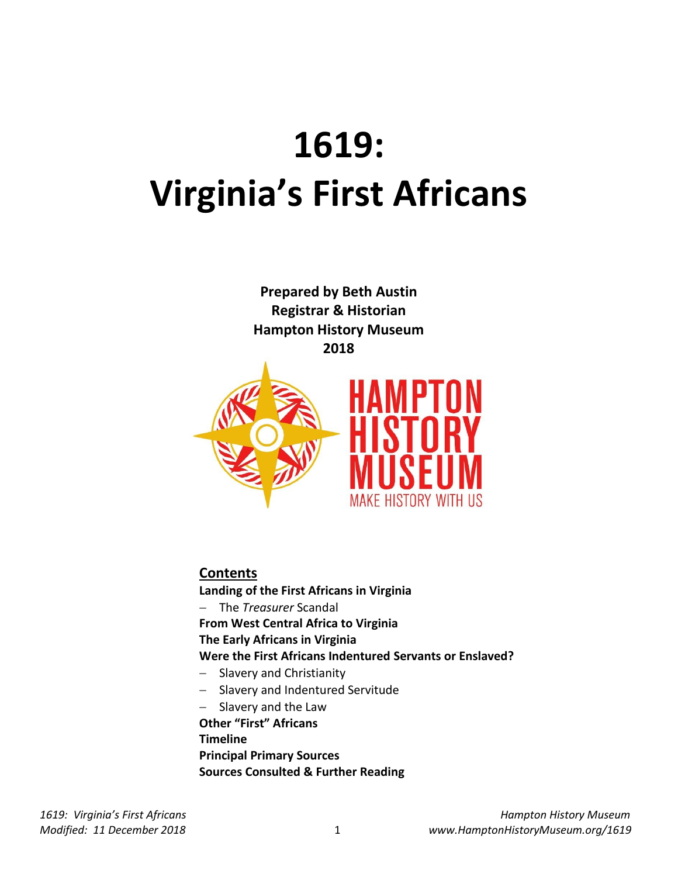# 1619:
# Virginia's First Africans

**Prepared by Beth Austin**
**Registrar & Historian**
**Hampton History Museum**
**2018**

HAMPTON HISTORY MUSEUM
MAKE HISTORY WITH US

## Contents

**Landing of the First Africans in Virginia**
- The *Treasurer* Scandal

**From West Central Africa to Virginia**

**The Early Africans in Virginia**

**Were the First Africans Indentured Servants or Enslaved?**
- Slavery and Christianity
- Slavery and Indentured Servitude
- Slavery and the Law

**Other "First" Africans**

**Timeline**

**Principal Primary Sources**

**Sources Consulted & Further Reading**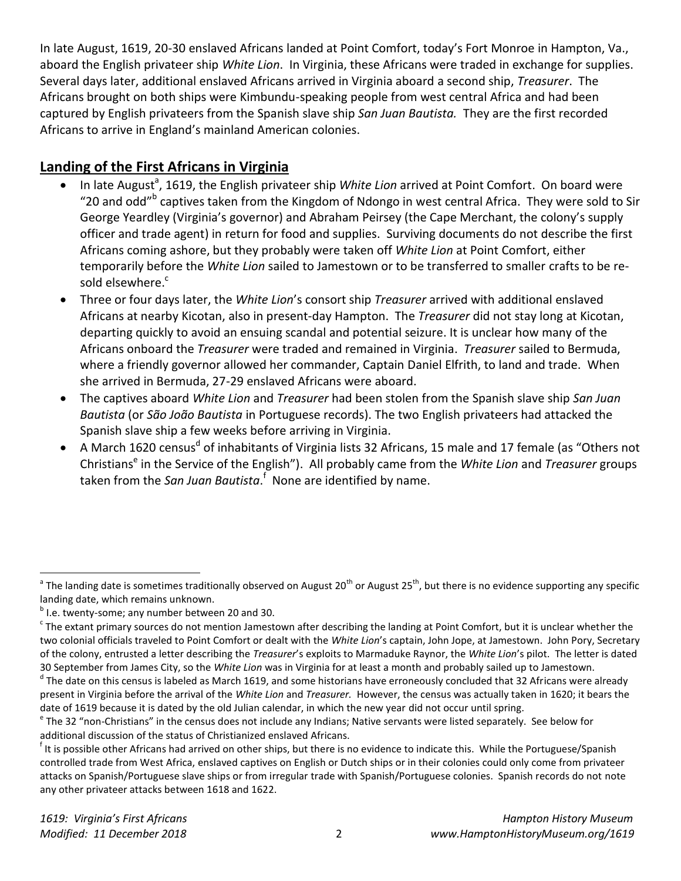In late August, 1619, 20-30 enslaved Africans landed at Point Comfort, today's Fort Monroe in Hampton, Va., aboard the English privateer ship *White Lion*. In Virginia, these Africans were traded in exchange for supplies. Several days later, additional enslaved Africans arrived in Virginia aboard a second ship, *Treasurer*. The Africans brought on both ships were Kimbundu-speaking people from west central Africa and had been captured by English privateers from the Spanish slave ship *San Juan Bautista.* They are the first recorded Africans to arrive in England's mainland American colonies.

## Landing of the First Africans in Virginia

- In late August[a], 1619, the English privateer ship *White Lion* arrived at Point Comfort. On board were "20 and odd"[b] captives taken from the Kingdom of Ndongo in west central Africa. They were sold to Sir George Yeardley (Virginia's governor) and Abraham Peirsey (the Cape Merchant, the colony's supply officer and trade agent) in return for food and supplies. Surviving documents do not describe the first Africans coming ashore, but they probably were taken off *White Lion* at Point Comfort, either temporarily before the *White Lion* sailed to Jamestown or to be transferred to smaller crafts to be re-sold elsewhere.[c]
- Three or four days later, the *White Lion*'s consort ship *Treasurer* arrived with additional enslaved Africans at nearby Kicotan, also in present-day Hampton. The *Treasurer* did not stay long at Kicotan, departing quickly to avoid an ensuing scandal and potential seizure. It is unclear how many of the Africans onboard the *Treasurer* were traded and remained in Virginia. *Treasurer* sailed to Bermuda, where a friendly governor allowed her commander, Captain Daniel Elfrith, to land and trade. When she arrived in Bermuda, 27-29 enslaved Africans were aboard.
- The captives aboard *White Lion* and *Treasurer* had been stolen from the Spanish slave ship *San Juan Bautista* (or *São João Bautista* in Portuguese records). The two English privateers had attacked the Spanish slave ship a few weeks before arriving in Virginia.
- A March 1620 census[d] of inhabitants of Virginia lists 32 Africans, 15 male and 17 female (as "Others not Christians[e] in the Service of the English"). All probably came from the *White Lion* and *Treasurer* groups taken from the *San Juan Bautista*.[f] None are identified by name.

---

[a] The landing date is sometimes traditionally observed on August 20th or August 25th, but there is no evidence supporting any specific landing date, which remains unknown.

[b] I.e. twenty-some; any number between 20 and 30.

[c] The extant primary sources do not mention Jamestown after describing the landing at Point Comfort, but it is unclear whether the two colonial officials traveled to Point Comfort or dealt with the *White Lion*'s captain, John Jope, at Jamestown. John Pory, Secretary of the colony, entrusted a letter describing the *Treasurer*'s exploits to Marmaduke Raynor, the *White Lion*'s pilot. The letter is dated 30 September from James City, so the *White Lion* was in Virginia for at least a month and probably sailed up to Jamestown.

[d] The date on this census is labeled as March 1619, and some historians have erroneously concluded that 32 Africans were already present in Virginia before the arrival of the *White Lion* and *Treasurer.* However, the census was actually taken in 1620; it bears the date of 1619 because it is dated by the old Julian calendar, in which the new year did not occur until spring.

[e] The 32 "non-Christians" in the census does not include any Indians; Native servants were listed separately. See below for additional discussion of the status of Christianized enslaved Africans.

[f] It is possible other Africans had arrived on other ships, but there is no evidence to indicate this. While the Portuguese/Spanish controlled trade from West Africa, enslaved captives on English or Dutch ships or in their colonies could only come from privateer attacks on Spanish/Portuguese slave ships or from irregular trade with Spanish/Portuguese colonies. Spanish records do not note any other privateer attacks between 1618 and 1622.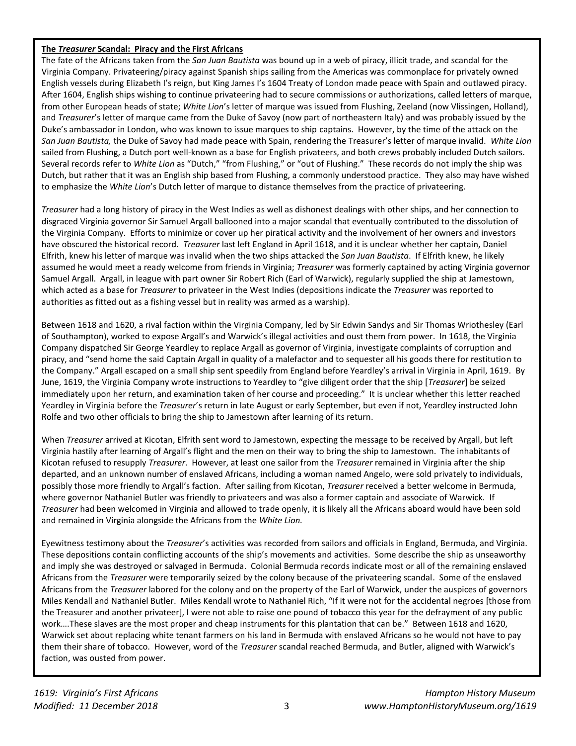**The *Treasurer* Scandal: Piracy and the First Africans**

The fate of the Africans taken from the *San Juan Bautista* was bound up in a web of piracy, illicit trade, and scandal for the Virginia Company. Privateering/piracy against Spanish ships sailing from the Americas was commonplace for privately owned English vessels during Elizabeth I's reign, but King James I's 1604 Treaty of London made peace with Spain and outlawed piracy. After 1604, English ships wishing to continue privateering had to secure commissions or authorizations, called letters of marque, from other European heads of state; *White Lion*'s letter of marque was issued from Flushing, Zeeland (now Vlissingen, Holland), and *Treasurer*'s letter of marque came from the Duke of Savoy (now part of northeastern Italy) and was probably issued by the Duke's ambassador in London, who was known to issue marques to ship captains. However, by the time of the attack on the *San Juan Bautista,* the Duke of Savoy had made peace with Spain, rendering the Treasurer's letter of marque invalid. *White Lion* sailed from Flushing, a Dutch port well-known as a base for English privateers, and both crews probably included Dutch sailors. Several records refer to *White Lion* as "Dutch," "from Flushing," or "out of Flushing." These records do not imply the ship was Dutch, but rather that it was an English ship based from Flushing, a commonly understood practice. They also may have wished to emphasize the *White Lion*'s Dutch letter of marque to distance themselves from the practice of privateering.

*Treasurer* had a long history of piracy in the West Indies as well as dishonest dealings with other ships, and her connection to disgraced Virginia governor Sir Samuel Argall ballooned into a major scandal that eventually contributed to the dissolution of the Virginia Company. Efforts to minimize or cover up her piratical activity and the involvement of her owners and investors have obscured the historical record. *Treasurer* last left England in April 1618, and it is unclear whether her captain, Daniel Elfrith, knew his letter of marque was invalid when the two ships attacked the *San Juan Bautista*. If Elfrith knew, he likely assumed he would meet a ready welcome from friends in Virginia; *Treasurer* was formerly captained by acting Virginia governor Samuel Argall. Argall, in league with part owner Sir Robert Rich (Earl of Warwick), regularly supplied the ship at Jamestown, which acted as a base for *Treasurer* to privateer in the West Indies (depositions indicate the *Treasurer* was reported to authorities as fitted out as a fishing vessel but in reality was armed as a warship).

Between 1618 and 1620, a rival faction within the Virginia Company, led by Sir Edwin Sandys and Sir Thomas Wriothesley (Earl of Southampton), worked to expose Argall's and Warwick's illegal activities and oust them from power. In 1618, the Virginia Company dispatched Sir George Yeardley to replace Argall as governor of Virginia, investigate complaints of corruption and piracy, and "send home the said Captain Argall in quality of a malefactor and to sequester all his goods there for restitution to the Company." Argall escaped on a small ship sent speedily from England before Yeardley's arrival in Virginia in April, 1619. By June, 1619, the Virginia Company wrote instructions to Yeardley to "give diligent order that the ship [*Treasurer*] be seized immediately upon her return, and examination taken of her course and proceeding." It is unclear whether this letter reached Yeardley in Virginia before the *Treasurer*'s return in late August or early September, but even if not, Yeardley instructed John Rolfe and two other officials to bring the ship to Jamestown after learning of its return.

When *Treasurer* arrived at Kicotan, Elfrith sent word to Jamestown, expecting the message to be received by Argall, but left Virginia hastily after learning of Argall's flight and the men on their way to bring the ship to Jamestown. The inhabitants of Kicotan refused to resupply *Treasurer*. However, at least one sailor from the *Treasurer* remained in Virginia after the ship departed, and an unknown number of enslaved Africans, including a woman named Angelo, were sold privately to individuals, possibly those more friendly to Argall's faction. After sailing from Kicotan, *Treasurer* received a better welcome in Bermuda, where governor Nathaniel Butler was friendly to privateers and was also a former captain and associate of Warwick. If *Treasurer* had been welcomed in Virginia and allowed to trade openly, it is likely all the Africans aboard would have been sold and remained in Virginia alongside the Africans from the *White Lion.*

Eyewitness testimony about the *Treasurer*'s activities was recorded from sailors and officials in England, Bermuda, and Virginia. These depositions contain conflicting accounts of the ship's movements and activities. Some describe the ship as unseaworthy and imply she was destroyed or salvaged in Bermuda. Colonial Bermuda records indicate most or all of the remaining enslaved Africans from the *Treasurer* were temporarily seized by the colony because of the privateering scandal. Some of the enslaved Africans from the *Treasurer* labored for the colony and on the property of the Earl of Warwick, under the auspices of governors Miles Kendall and Nathaniel Butler. Miles Kendall wrote to Nathaniel Rich, "If it were not for the accidental negroes [those from the Treasurer and another privateer], I were not able to raise one pound of tobacco this year for the defrayment of any public work….These slaves are the most proper and cheap instruments for this plantation that can be." Between 1618 and 1620, Warwick set about replacing white tenant farmers on his land in Bermuda with enslaved Africans so he would not have to pay them their share of tobacco. However, word of the *Treasurer* scandal reached Bermuda, and Butler, aligned with Warwick's faction, was ousted from power.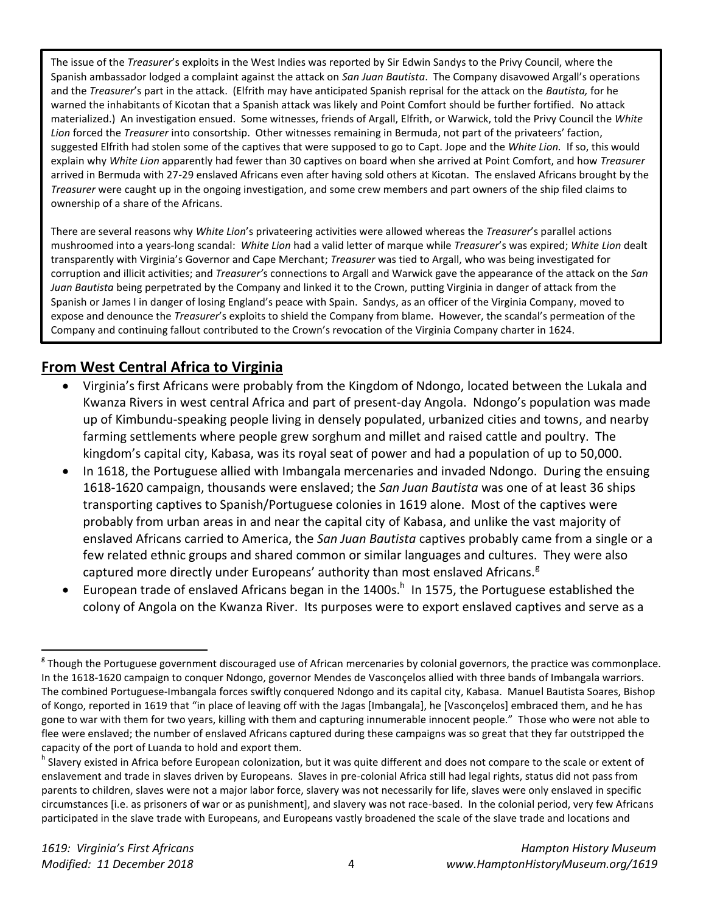The issue of the *Treasurer*'s exploits in the West Indies was reported by Sir Edwin Sandys to the Privy Council, where the Spanish ambassador lodged a complaint against the attack on *San Juan Bautista*. The Company disavowed Argall's operations and the *Treasurer*'s part in the attack. (Elfrith may have anticipated Spanish reprisal for the attack on the *Bautista,* for he warned the inhabitants of Kicotan that a Spanish attack was likely and Point Comfort should be further fortified. No attack materialized.) An investigation ensued. Some witnesses, friends of Argall, Elfrith, or Warwick, told the Privy Council the *White Lion* forced the *Treasurer* into consortship. Other witnesses remaining in Bermuda, not part of the privateers' faction, suggested Elfrith had stolen some of the captives that were supposed to go to Capt. Jope and the *White Lion.* If so, this would explain why *White Lion* apparently had fewer than 30 captives on board when she arrived at Point Comfort, and how *Treasurer* arrived in Bermuda with 27-29 enslaved Africans even after having sold others at Kicotan. The enslaved Africans brought by the *Treasurer* were caught up in the ongoing investigation, and some crew members and part owners of the ship filed claims to ownership of a share of the Africans.

There are several reasons why *White Lion*'s privateering activities were allowed whereas the *Treasurer*'s parallel actions mushroomed into a years-long scandal: *White Lion* had a valid letter of marque while *Treasurer*'s was expired; *White Lion* dealt transparently with Virginia's Governor and Cape Merchant; *Treasurer* was tied to Argall, who was being investigated for corruption and illicit activities; and *Treasurer*'s connections to Argall and Warwick gave the appearance of the attack on the *San Juan Bautista* being perpetrated by the Company and linked it to the Crown, putting Virginia in danger of attack from the Spanish or James I in danger of losing England's peace with Spain. Sandys, as an officer of the Virginia Company, moved to expose and denounce the *Treasurer*'s exploits to shield the Company from blame. However, the scandal's permeation of the Company and continuing fallout contributed to the Crown's revocation of the Virginia Company charter in 1624.

## From West Central Africa to Virginia

- Virginia's first Africans were probably from the Kingdom of Ndongo, located between the Lukala and Kwanza Rivers in west central Africa and part of present-day Angola. Ndongo's population was made up of Kimbundu-speaking people living in densely populated, urbanized cities and towns, and nearby farming settlements where people grew sorghum and millet and raised cattle and poultry. The kingdom's capital city, Kabasa, was its royal seat of power and had a population of up to 50,000.
- In 1618, the Portuguese allied with Imbangala mercenaries and invaded Ndongo. During the ensuing 1618-1620 campaign, thousands were enslaved; the *San Juan Bautista* was one of at least 36 ships transporting captives to Spanish/Portuguese colonies in 1619 alone. Most of the captives were probably from urban areas in and near the capital city of Kabasa, and unlike the vast majority of enslaved Africans carried to America, the *San Juan Bautista* captives probably came from a single or a few related ethnic groups and shared common or similar languages and cultures. They were also captured more directly under Europeans' authority than most enslaved Africans.[g]
- European trade of enslaved Africans began in the 1400s.[h] In 1575, the Portuguese established the colony of Angola on the Kwanza River. Its purposes were to export enslaved captives and serve as a

---

[g] Though the Portuguese government discouraged use of African mercenaries by colonial governors, the practice was commonplace. In the 1618-1620 campaign to conquer Ndongo, governor Mendes de Vasconçelos allied with three bands of Imbangala warriors. The combined Portuguese-Imbangala forces swiftly conquered Ndongo and its capital city, Kabasa. Manuel Bautista Soares, Bishop of Kongo, reported in 1619 that "in place of leaving off with the Jagas [Imbangala], he [Vasconçelos] embraced them, and he has gone to war with them for two years, killing with them and capturing innumerable innocent people." Those who were not able to flee were enslaved; the number of enslaved Africans captured during these campaigns was so great that they far outstripped the capacity of the port of Luanda to hold and export them.

[h] Slavery existed in Africa before European colonization, but it was quite different and does not compare to the scale or extent of enslavement and trade in slaves driven by Europeans. Slaves in pre-colonial Africa still had legal rights, status did not pass from parents to children, slaves were not a major labor force, slavery was not necessarily for life, slaves were only enslaved in specific circumstances [i.e. as prisoners of war or as punishment], and slavery was not race-based. In the colonial period, very few Africans participated in the slave trade with Europeans, and Europeans vastly broadened the scale of the slave trade and locations and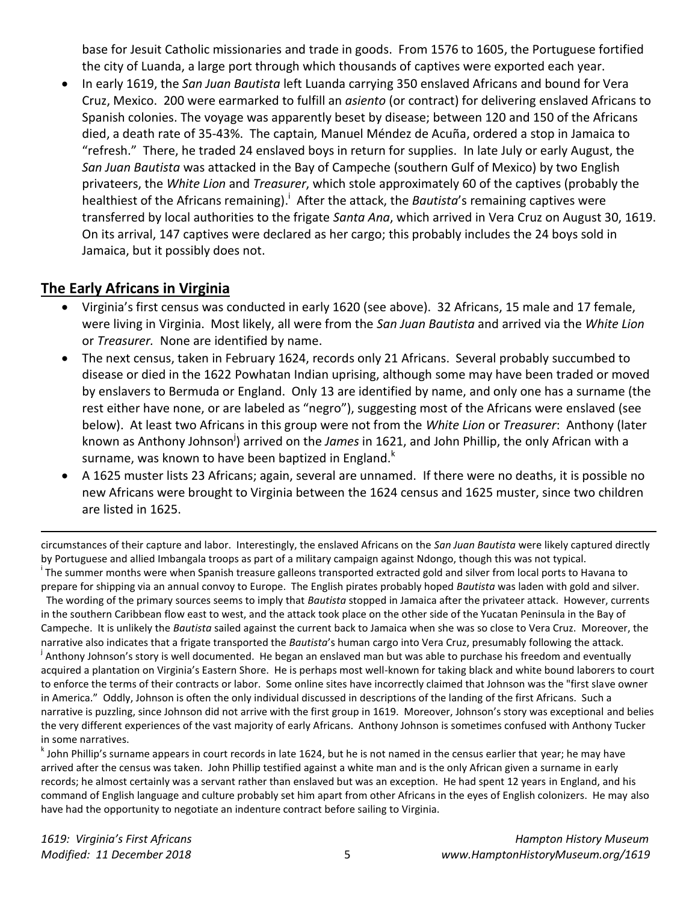base for Jesuit Catholic missionaries and trade in goods. From 1576 to 1605, the Portuguese fortified the city of Luanda, a large port through which thousands of captives were exported each year.

- In early 1619, the *San Juan Bautista* left Luanda carrying 350 enslaved Africans and bound for Vera Cruz, Mexico. 200 were earmarked to fulfill an *asiento* (or contract) for delivering enslaved Africans to Spanish colonies. The voyage was apparently beset by disease; between 120 and 150 of the Africans died, a death rate of 35-43%. The captain*,* Manuel Méndez de Acuña, ordered a stop in Jamaica to "refresh." There, he traded 24 enslaved boys in return for supplies. In late July or early August, the *San Juan Bautista* was attacked in the Bay of Campeche (southern Gulf of Mexico) by two English privateers, the *White Lion* and *Treasurer*, which stole approximately 60 of the captives (probably the healthiest of the Africans remaining).[i] After the attack, the *Bautista*'s remaining captives were transferred by local authorities to the frigate *Santa Ana*, which arrived in Vera Cruz on August 30, 1619. On its arrival, 147 captives were declared as her cargo; this probably includes the 24 boys sold in Jamaica, but it possibly does not.

## The Early Africans in Virginia

- Virginia's first census was conducted in early 1620 (see above). 32 Africans, 15 male and 17 female, were living in Virginia. Most likely, all were from the *San Juan Bautista* and arrived via the *White Lion* or *Treasurer.* None are identified by name.
- The next census, taken in February 1624, records only 21 Africans. Several probably succumbed to disease or died in the 1622 Powhatan Indian uprising, although some may have been traded or moved by enslavers to Bermuda or England. Only 13 are identified by name, and only one has a surname (the rest either have none, or are labeled as "negro"), suggesting most of the Africans were enslaved (see below). At least two Africans in this group were not from the *White Lion* or *Treasurer*: Anthony (later known as Anthony Johnson[j]) arrived on the *James* in 1621, and John Phillip, the only African with a surname, was known to have been baptized in England.[k]
- A 1625 muster lists 23 Africans; again, several are unnamed. If there were no deaths, it is possible no new Africans were brought to Virginia between the 1624 census and 1625 muster, since two children are listed in 1625.

---

circumstances of their capture and labor. Interestingly, the enslaved Africans on the *San Juan Bautista* were likely captured directly by Portuguese and allied Imbangala troops as part of a military campaign against Ndongo, though this was not typical.

[i] The summer months were when Spanish treasure galleons transported extracted gold and silver from local ports to Havana to prepare for shipping via an annual convoy to Europe. The English pirates probably hoped *Bautista* was laden with gold and silver.
The wording of the primary sources seems to imply that *Bautista* stopped in Jamaica after the privateer attack. However, currents in the southern Caribbean flow east to west, and the attack took place on the other side of the Yucatan Peninsula in the Bay of Campeche. It is unlikely the *Bautista* sailed against the current back to Jamaica when she was so close to Vera Cruz. Moreover, the narrative also indicates that a frigate transported the *Bautista*'s human cargo into Vera Cruz, presumably following the attack.

[j] Anthony Johnson's story is well documented. He began an enslaved man but was able to purchase his freedom and eventually acquired a plantation on Virginia's Eastern Shore. He is perhaps most well-known for taking black and white bound laborers to court to enforce the terms of their contracts or labor. Some online sites have incorrectly claimed that Johnson was the "first slave owner in America." Oddly, Johnson is often the only individual discussed in descriptions of the landing of the first Africans. Such a narrative is puzzling, since Johnson did not arrive with the first group in 1619. Moreover, Johnson's story was exceptional and belies the very different experiences of the vast majority of early Africans. Anthony Johnson is sometimes confused with Anthony Tucker in some narratives.

[k] John Phillip's surname appears in court records in late 1624, but he is not named in the census earlier that year; he may have arrived after the census was taken. John Phillip testified against a white man and is the only African given a surname in early records; he almost certainly was a servant rather than enslaved but was an exception. He had spent 12 years in England, and his command of English language and culture probably set him apart from other Africans in the eyes of English colonizers. He may also have had the opportunity to negotiate an indenture contract before sailing to Virginia.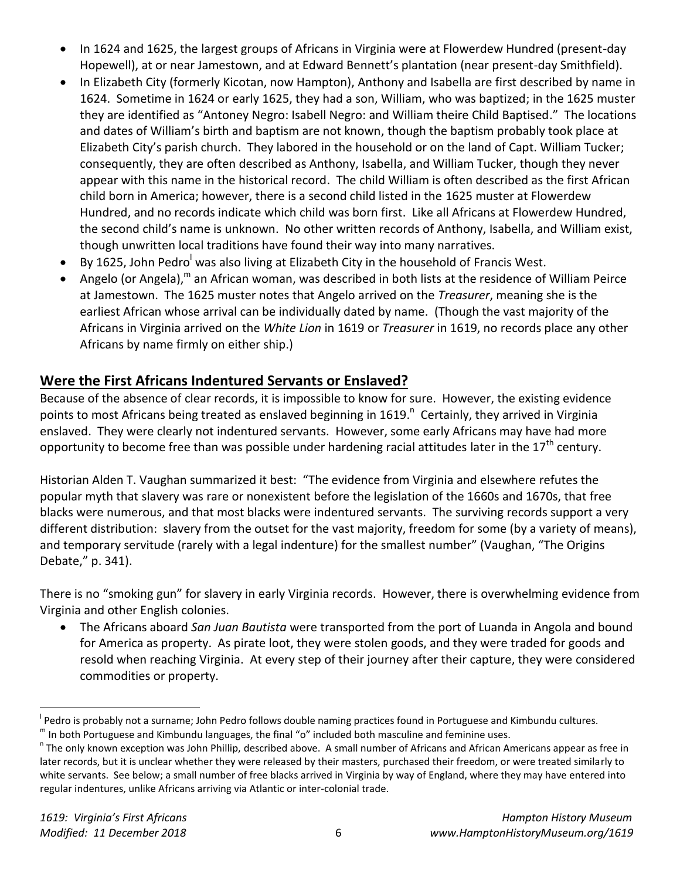- In 1624 and 1625, the largest groups of Africans in Virginia were at Flowerdew Hundred (present-day Hopewell), at or near Jamestown, and at Edward Bennett's plantation (near present-day Smithfield).
- In Elizabeth City (formerly Kicotan, now Hampton), Anthony and Isabella are first described by name in 1624. Sometime in 1624 or early 1625, they had a son, William, who was baptized; in the 1625 muster they are identified as "Antoney Negro: Isabell Negro: and William theire Child Baptised." The locations and dates of William's birth and baptism are not known, though the baptism probably took place at Elizabeth City's parish church. They labored in the household or on the land of Capt. William Tucker; consequently, they are often described as Anthony, Isabella, and William Tucker, though they never appear with this name in the historical record. The child William is often described as the first African child born in America; however, there is a second child listed in the 1625 muster at Flowerdew Hundred, and no records indicate which child was born first. Like all Africans at Flowerdew Hundred, the second child's name is unknown. No other written records of Anthony, Isabella, and William exist, though unwritten local traditions have found their way into many narratives.
- By 1625, John Pedro[l] was also living at Elizabeth City in the household of Francis West.
- Angelo (or Angela),[m] an African woman, was described in both lists at the residence of William Peirce at Jamestown. The 1625 muster notes that Angelo arrived on the *Treasurer*, meaning she is the earliest African whose arrival can be individually dated by name. (Though the vast majority of the Africans in Virginia arrived on the *White Lion* in 1619 or *Treasurer* in 1619, no records place any other Africans by name firmly on either ship.)

## Were the First Africans Indentured Servants or Enslaved?

Because of the absence of clear records, it is impossible to know for sure. However, the existing evidence points to most Africans being treated as enslaved beginning in 1619.[n] Certainly, they arrived in Virginia enslaved. They were clearly not indentured servants. However, some early Africans may have had more opportunity to become free than was possible under hardening racial attitudes later in the 17th century.

Historian Alden T. Vaughan summarized it best: "The evidence from Virginia and elsewhere refutes the popular myth that slavery was rare or nonexistent before the legislation of the 1660s and 1670s, that free blacks were numerous, and that most blacks were indentured servants. The surviving records support a very different distribution: slavery from the outset for the vast majority, freedom for some (by a variety of means), and temporary servitude (rarely with a legal indenture) for the smallest number" (Vaughan, "The Origins Debate," p. 341).

There is no "smoking gun" for slavery in early Virginia records. However, there is overwhelming evidence from Virginia and other English colonies.

- The Africans aboard *San Juan Bautista* were transported from the port of Luanda in Angola and bound for America as property. As pirate loot, they were stolen goods, and they were traded for goods and resold when reaching Virginia. At every step of their journey after their capture, they were considered commodities or property.

---

[l] Pedro is probably not a surname; John Pedro follows double naming practices found in Portuguese and Kimbundu cultures.
[m] In both Portuguese and Kimbundu languages, the final "o" included both masculine and feminine uses.
[n] The only known exception was John Phillip, described above. A small number of Africans and African Americans appear as free in later records, but it is unclear whether they were released by their masters, purchased their freedom, or were treated similarly to white servants. See below; a small number of free blacks arrived in Virginia by way of England, where they may have entered into regular indentures, unlike Africans arriving via Atlantic or inter-colonial trade.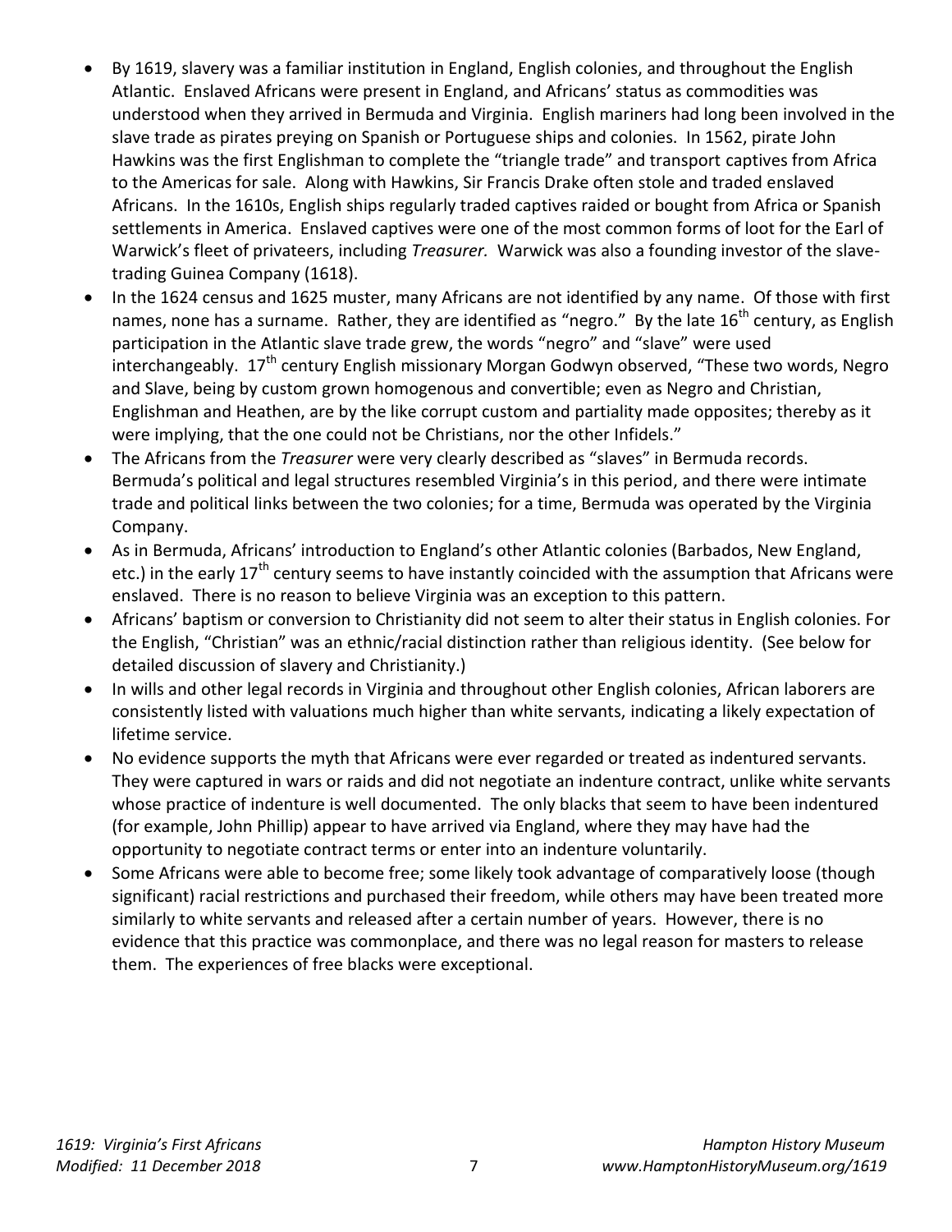- By 1619, slavery was a familiar institution in England, English colonies, and throughout the English Atlantic. Enslaved Africans were present in England, and Africans' status as commodities was understood when they arrived in Bermuda and Virginia. English mariners had long been involved in the slave trade as pirates preying on Spanish or Portuguese ships and colonies. In 1562, pirate John Hawkins was the first Englishman to complete the "triangle trade" and transport captives from Africa to the Americas for sale. Along with Hawkins, Sir Francis Drake often stole and traded enslaved Africans. In the 1610s, English ships regularly traded captives raided or bought from Africa or Spanish settlements in America. Enslaved captives were one of the most common forms of loot for the Earl of Warwick's fleet of privateers, including *Treasurer.* Warwick was also a founding investor of the slave-trading Guinea Company (1618).
- In the 1624 census and 1625 muster, many Africans are not identified by any name. Of those with first names, none has a surname. Rather, they are identified as "negro." By the late 16th century, as English participation in the Atlantic slave trade grew, the words "negro" and "slave" were used interchangeably. 17th century English missionary Morgan Godwyn observed, "These two words, Negro and Slave, being by custom grown homogenous and convertible; even as Negro and Christian, Englishman and Heathen, are by the like corrupt custom and partiality made opposites; thereby as it were implying, that the one could not be Christians, nor the other Infidels."
- The Africans from the *Treasurer* were very clearly described as "slaves" in Bermuda records. Bermuda's political and legal structures resembled Virginia's in this period, and there were intimate trade and political links between the two colonies; for a time, Bermuda was operated by the Virginia Company.
- As in Bermuda, Africans' introduction to England's other Atlantic colonies (Barbados, New England, etc.) in the early 17th century seems to have instantly coincided with the assumption that Africans were enslaved. There is no reason to believe Virginia was an exception to this pattern.
- Africans' baptism or conversion to Christianity did not seem to alter their status in English colonies. For the English, "Christian" was an ethnic/racial distinction rather than religious identity. (See below for detailed discussion of slavery and Christianity.)
- In wills and other legal records in Virginia and throughout other English colonies, African laborers are consistently listed with valuations much higher than white servants, indicating a likely expectation of lifetime service.
- No evidence supports the myth that Africans were ever regarded or treated as indentured servants. They were captured in wars or raids and did not negotiate an indenture contract, unlike white servants whose practice of indenture is well documented. The only blacks that seem to have been indentured (for example, John Phillip) appear to have arrived via England, where they may have had the opportunity to negotiate contract terms or enter into an indenture voluntarily.
- Some Africans were able to become free; some likely took advantage of comparatively loose (though significant) racial restrictions and purchased their freedom, while others may have been treated more similarly to white servants and released after a certain number of years. However, there is no evidence that this practice was commonplace, and there was no legal reason for masters to release them. The experiences of free blacks were exceptional.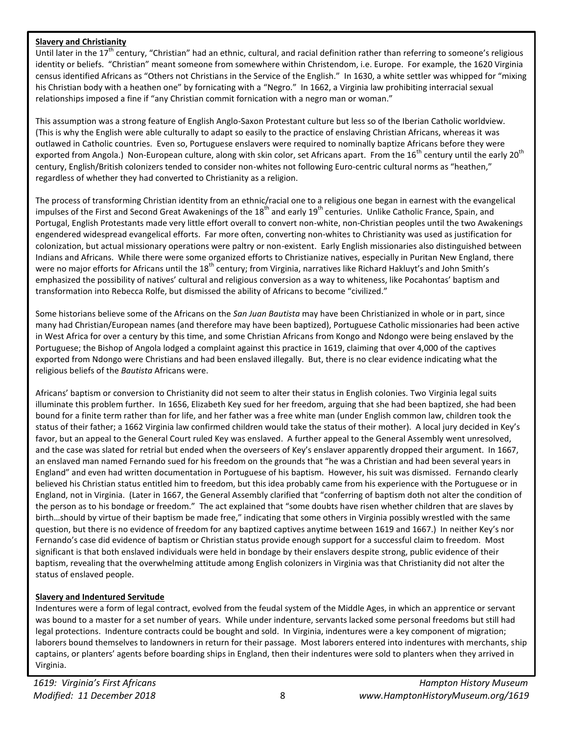## Slavery and Christianity

Until later in the 17th century, "Christian" had an ethnic, cultural, and racial definition rather than referring to someone's religious identity or beliefs. "Christian" meant someone from somewhere within Christendom, i.e. Europe. For example, the 1620 Virginia census identified Africans as "Others not Christians in the Service of the English." In 1630, a white settler was whipped for "mixing his Christian body with a heathen one" by fornicating with a "Negro." In 1662, a Virginia law prohibiting interracial sexual relationships imposed a fine if "any Christian commit fornication with a negro man or woman."

This assumption was a strong feature of English Anglo-Saxon Protestant culture but less so of the Iberian Catholic worldview. (This is why the English were able culturally to adapt so easily to the practice of enslaving Christian Africans, whereas it was outlawed in Catholic countries. Even so, Portuguese enslavers were required to nominally baptize Africans before they were exported from Angola.) Non-European culture, along with skin color, set Africans apart. From the 16th century until the early 20th century, English/British colonizers tended to consider non-whites not following Euro-centric cultural norms as "heathen," regardless of whether they had converted to Christianity as a religion.

The process of transforming Christian identity from an ethnic/racial one to a religious one began in earnest with the evangelical impulses of the First and Second Great Awakenings of the 18th and early 19th centuries. Unlike Catholic France, Spain, and Portugal, English Protestants made very little effort overall to convert non-white, non-Christian peoples until the two Awakenings engendered widespread evangelical efforts. Far more often, converting non-whites to Christianity was used as justification for colonization, but actual missionary operations were paltry or non-existent. Early English missionaries also distinguished between Indians and Africans. While there were some organized efforts to Christianize natives, especially in Puritan New England, there were no major efforts for Africans until the 18th century; from Virginia, narratives like Richard Hakluyt's and John Smith's emphasized the possibility of natives' cultural and religious conversion as a way to whiteness, like Pocahontas' baptism and transformation into Rebecca Rolfe, but dismissed the ability of Africans to become "civilized."

Some historians believe some of the Africans on the *San Juan Bautista* may have been Christianized in whole or in part, since many had Christian/European names (and therefore may have been baptized), Portuguese Catholic missionaries had been active in West Africa for over a century by this time, and some Christian Africans from Kongo and Ndongo were being enslaved by the Portuguese; the Bishop of Angola lodged a complaint against this practice in 1619, claiming that over 4,000 of the captives exported from Ndongo were Christians and had been enslaved illegally. But, there is no clear evidence indicating what the religious beliefs of the *Bautista* Africans were.

Africans' baptism or conversion to Christianity did not seem to alter their status in English colonies. Two Virginia legal suits illuminate this problem further. In 1656, Elizabeth Key sued for her freedom, arguing that she had been baptized, she had been bound for a finite term rather than for life, and her father was a free white man (under English common law, children took the status of their father; a 1662 Virginia law confirmed children would take the status of their mother). A local jury decided in Key's favor, but an appeal to the General Court ruled Key was enslaved. A further appeal to the General Assembly went unresolved, and the case was slated for retrial but ended when the overseers of Key's enslaver apparently dropped their argument. In 1667, an enslaved man named Fernando sued for his freedom on the grounds that "he was a Christian and had been several years in England" and even had written documentation in Portuguese of his baptism. However, his suit was dismissed. Fernando clearly believed his Christian status entitled him to freedom, but this idea probably came from his experience with the Portuguese or in England, not in Virginia. (Later in 1667, the General Assembly clarified that "conferring of baptism doth not alter the condition of the person as to his bondage or freedom." The act explained that "some doubts have risen whether children that are slaves by birth…should by virtue of their baptism be made free," indicating that some others in Virginia possibly wrestled with the same question, but there is no evidence of freedom for any baptized captives anytime between 1619 and 1667.) In neither Key's nor Fernando's case did evidence of baptism or Christian status provide enough support for a successful claim to freedom. Most significant is that both enslaved individuals were held in bondage by their enslavers despite strong, public evidence of their baptism, revealing that the overwhelming attitude among English colonizers in Virginia was that Christianity did not alter the status of enslaved people.

## Slavery and Indentured Servitude

Indentures were a form of legal contract, evolved from the feudal system of the Middle Ages, in which an apprentice or servant was bound to a master for a set number of years. While under indenture, servants lacked some personal freedoms but still had legal protections. Indenture contracts could be bought and sold. In Virginia, indentures were a key component of migration; laborers bound themselves to landowners in return for their passage. Most laborers entered into indentures with merchants, ship captains, or planters' agents before boarding ships in England, then their indentures were sold to planters when they arrived in Virginia.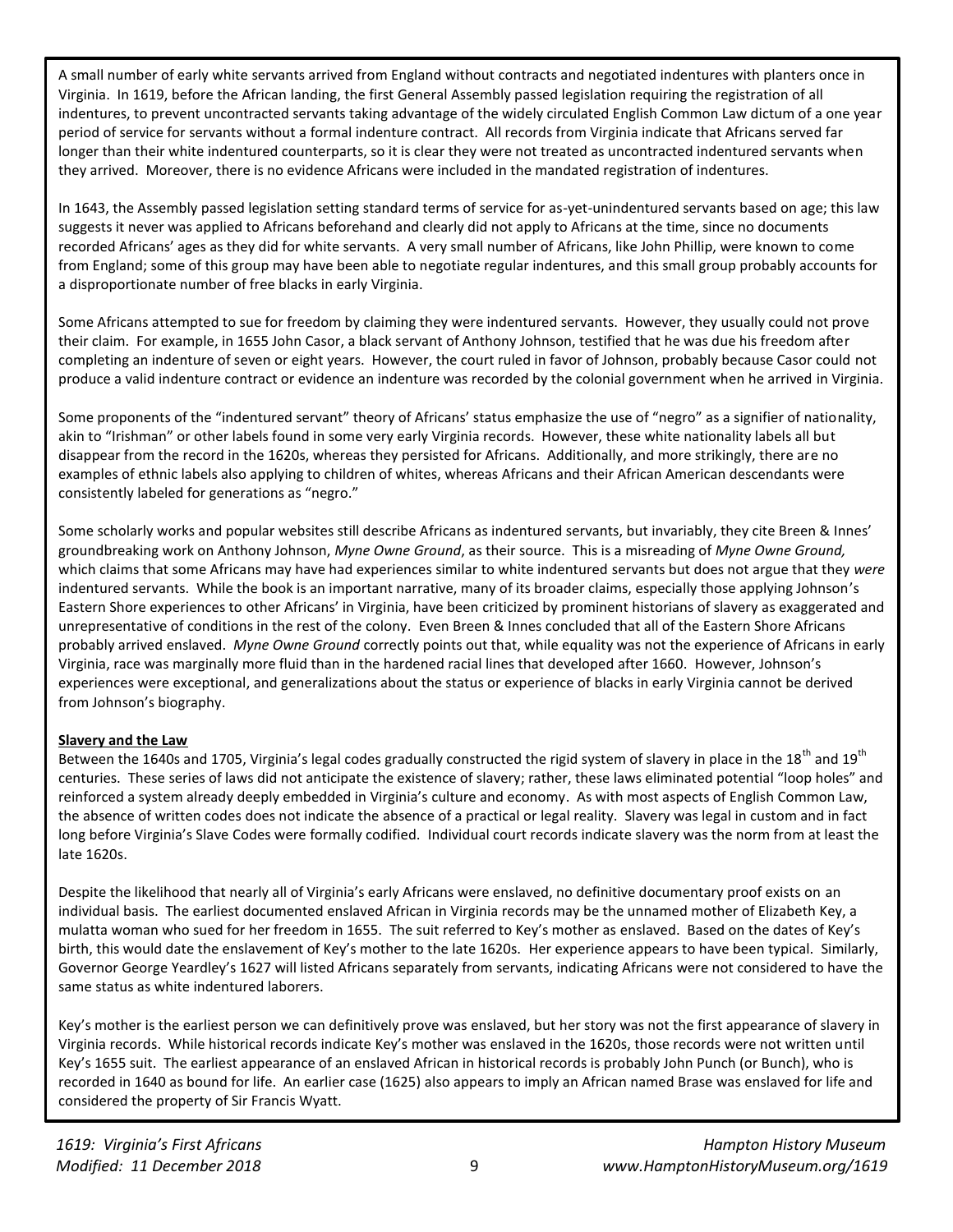A small number of early white servants arrived from England without contracts and negotiated indentures with planters once in Virginia. In 1619, before the African landing, the first General Assembly passed legislation requiring the registration of all indentures, to prevent uncontracted servants taking advantage of the widely circulated English Common Law dictum of a one year period of service for servants without a formal indenture contract. All records from Virginia indicate that Africans served far longer than their white indentured counterparts, so it is clear they were not treated as uncontracted indentured servants when they arrived. Moreover, there is no evidence Africans were included in the mandated registration of indentures.

In 1643, the Assembly passed legislation setting standard terms of service for as-yet-unindentured servants based on age; this law suggests it never was applied to Africans beforehand and clearly did not apply to Africans at the time, since no documents recorded Africans' ages as they did for white servants. A very small number of Africans, like John Phillip, were known to come from England; some of this group may have been able to negotiate regular indentures, and this small group probably accounts for a disproportionate number of free blacks in early Virginia.

Some Africans attempted to sue for freedom by claiming they were indentured servants. However, they usually could not prove their claim. For example, in 1655 John Casor, a black servant of Anthony Johnson, testified that he was due his freedom after completing an indenture of seven or eight years. However, the court ruled in favor of Johnson, probably because Casor could not produce a valid indenture contract or evidence an indenture was recorded by the colonial government when he arrived in Virginia.

Some proponents of the "indentured servant" theory of Africans' status emphasize the use of "negro" as a signifier of nationality, akin to "Irishman" or other labels found in some very early Virginia records. However, these white nationality labels all but disappear from the record in the 1620s, whereas they persisted for Africans. Additionally, and more strikingly, there are no examples of ethnic labels also applying to children of whites, whereas Africans and their African American descendants were consistently labeled for generations as "negro."

Some scholarly works and popular websites still describe Africans as indentured servants, but invariably, they cite Breen & Innes' groundbreaking work on Anthony Johnson, *Myne Owne Ground*, as their source. This is a misreading of *Myne Owne Ground,* which claims that some Africans may have had experiences similar to white indentured servants but does not argue that they *were* indentured servants. While the book is an important narrative, many of its broader claims, especially those applying Johnson's Eastern Shore experiences to other Africans' in Virginia, have been criticized by prominent historians of slavery as exaggerated and unrepresentative of conditions in the rest of the colony. Even Breen & Innes concluded that all of the Eastern Shore Africans probably arrived enslaved. *Myne Owne Ground* correctly points out that, while equality was not the experience of Africans in early Virginia, race was marginally more fluid than in the hardened racial lines that developed after 1660. However, Johnson's experiences were exceptional, and generalizations about the status or experience of blacks in early Virginia cannot be derived from Johnson's biography.

**Slavery and the Law**

Between the 1640s and 1705, Virginia's legal codes gradually constructed the rigid system of slavery in place in the 18th and 19th centuries. These series of laws did not anticipate the existence of slavery; rather, these laws eliminated potential "loop holes" and reinforced a system already deeply embedded in Virginia's culture and economy. As with most aspects of English Common Law, the absence of written codes does not indicate the absence of a practical or legal reality. Slavery was legal in custom and in fact long before Virginia's Slave Codes were formally codified. Individual court records indicate slavery was the norm from at least the late 1620s.

Despite the likelihood that nearly all of Virginia's early Africans were enslaved, no definitive documentary proof exists on an individual basis. The earliest documented enslaved African in Virginia records may be the unnamed mother of Elizabeth Key, a mulatta woman who sued for her freedom in 1655. The suit referred to Key's mother as enslaved. Based on the dates of Key's birth, this would date the enslavement of Key's mother to the late 1620s. Her experience appears to have been typical. Similarly, Governor George Yeardley's 1627 will listed Africans separately from servants, indicating Africans were not considered to have the same status as white indentured laborers.

Key's mother is the earliest person we can definitively prove was enslaved, but her story was not the first appearance of slavery in Virginia records. While historical records indicate Key's mother was enslaved in the 1620s, those records were not written until Key's 1655 suit. The earliest appearance of an enslaved African in historical records is probably John Punch (or Bunch), who is recorded in 1640 as bound for life. An earlier case (1625) also appears to imply an African named Brase was enslaved for life and considered the property of Sir Francis Wyatt.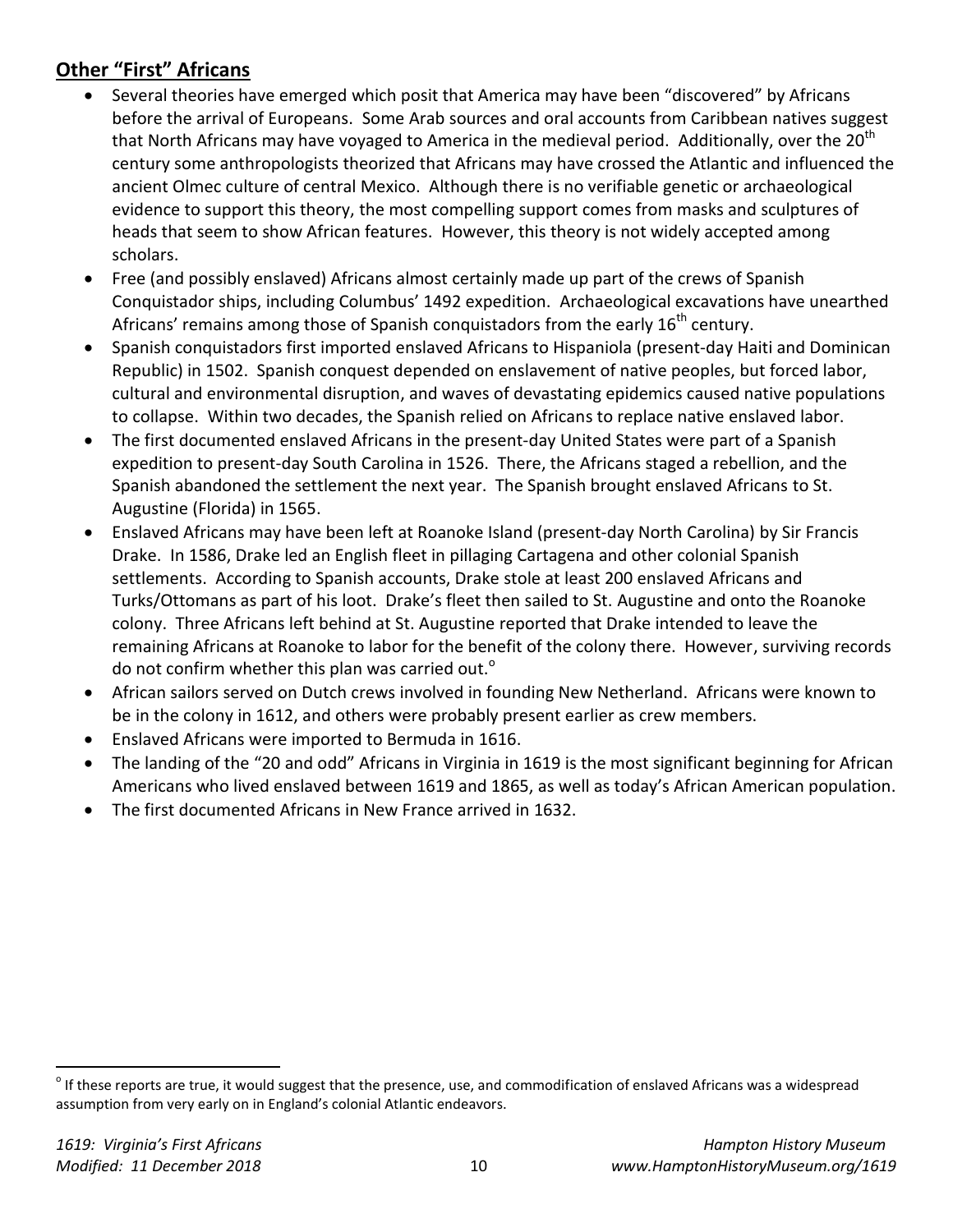## Other "First" Africans

- Several theories have emerged which posit that America may have been "discovered" by Africans before the arrival of Europeans. Some Arab sources and oral accounts from Caribbean natives suggest that North Africans may have voyaged to America in the medieval period. Additionally, over the 20th century some anthropologists theorized that Africans may have crossed the Atlantic and influenced the ancient Olmec culture of central Mexico. Although there is no verifiable genetic or archaeological evidence to support this theory, the most compelling support comes from masks and sculptures of heads that seem to show African features. However, this theory is not widely accepted among scholars.
- Free (and possibly enslaved) Africans almost certainly made up part of the crews of Spanish Conquistador ships, including Columbus' 1492 expedition. Archaeological excavations have unearthed Africans' remains among those of Spanish conquistadors from the early 16th century.
- Spanish conquistadors first imported enslaved Africans to Hispaniola (present-day Haiti and Dominican Republic) in 1502. Spanish conquest depended on enslavement of native peoples, but forced labor, cultural and environmental disruption, and waves of devastating epidemics caused native populations to collapse. Within two decades, the Spanish relied on Africans to replace native enslaved labor.
- The first documented enslaved Africans in the present-day United States were part of a Spanish expedition to present-day South Carolina in 1526. There, the Africans staged a rebellion, and the Spanish abandoned the settlement the next year. The Spanish brought enslaved Africans to St. Augustine (Florida) in 1565.
- Enslaved Africans may have been left at Roanoke Island (present-day North Carolina) by Sir Francis Drake. In 1586, Drake led an English fleet in pillaging Cartagena and other colonial Spanish settlements. According to Spanish accounts, Drake stole at least 200 enslaved Africans and Turks/Ottomans as part of his loot. Drake's fleet then sailed to St. Augustine and onto the Roanoke colony. Three Africans left behind at St. Augustine reported that Drake intended to leave the remaining Africans at Roanoke to labor for the benefit of the colony there. However, surviving records do not confirm whether this plan was carried out.[o]
- African sailors served on Dutch crews involved in founding New Netherland. Africans were known to be in the colony in 1612, and others were probably present earlier as crew members.
- Enslaved Africans were imported to Bermuda in 1616.
- The landing of the "20 and odd" Africans in Virginia in 1619 is the most significant beginning for African Americans who lived enslaved between 1619 and 1865, as well as today's African American population.
- The first documented Africans in New France arrived in 1632.

[o] If these reports are true, it would suggest that the presence, use, and commodification of enslaved Africans was a widespread assumption from very early on in England's colonial Atlantic endeavors.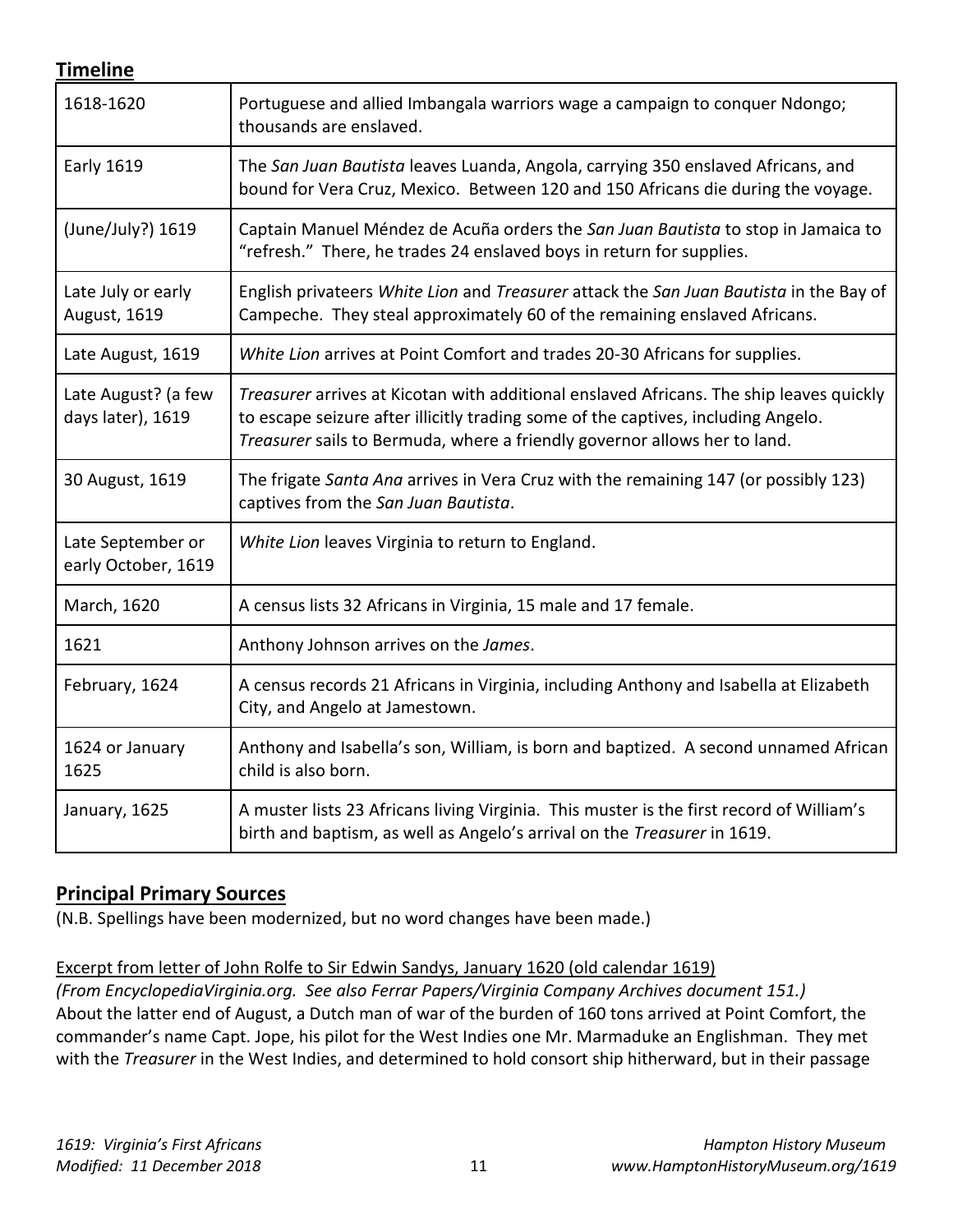## Timeline

| | |
|---|---|
| 1618-1620 | Portuguese and allied Imbangala warriors wage a campaign to conquer Ndongo; thousands are enslaved. |
| Early 1619 | The *San Juan Bautista* leaves Luanda, Angola, carrying 350 enslaved Africans, and bound for Vera Cruz, Mexico. Between 120 and 150 Africans die during the voyage. |
| (June/July?) 1619 | Captain Manuel Méndez de Acuña orders the *San Juan Bautista* to stop in Jamaica to "refresh." There, he trades 24 enslaved boys in return for supplies. |
| Late July or early August, 1619 | English privateers *White Lion* and *Treasurer* attack the *San Juan Bautista* in the Bay of Campeche. They steal approximately 60 of the remaining enslaved Africans. |
| Late August, 1619 | *White Lion* arrives at Point Comfort and trades 20-30 Africans for supplies. |
| Late August? (a few days later), 1619 | *Treasurer* arrives at Kicotan with additional enslaved Africans. The ship leaves quickly to escape seizure after illicitly trading some of the captives, including Angelo. *Treasurer* sails to Bermuda, where a friendly governor allows her to land. |
| 30 August, 1619 | The frigate *Santa Ana* arrives in Vera Cruz with the remaining 147 (or possibly 123) captives from the *San Juan Bautista*. |
| Late September or early October, 1619 | *White Lion* leaves Virginia to return to England. |
| March, 1620 | A census lists 32 Africans in Virginia, 15 male and 17 female. |
| 1621 | Anthony Johnson arrives on the *James*. |
| February, 1624 | A census records 21 Africans in Virginia, including Anthony and Isabella at Elizabeth City, and Angelo at Jamestown. |
| 1624 or January 1625 | Anthony and Isabella's son, William, is born and baptized. A second unnamed African child is also born. |
| January, 1625 | A muster lists 23 Africans living Virginia. This muster is the first record of William's birth and baptism, as well as Angelo's arrival on the *Treasurer* in 1619. |

## Principal Primary Sources

(N.B. Spellings have been modernized, but no word changes have been made.)

Excerpt from letter of John Rolfe to Sir Edwin Sandys, January 1620 (old calendar 1619)

*(From EncyclopediaVirginia.org. See also Ferrar Papers/Virginia Company Archives document 151.)*

About the latter end of August, a Dutch man of war of the burden of 160 tons arrived at Point Comfort, the commander's name Capt. Jope, his pilot for the West Indies one Mr. Marmaduke an Englishman. They met with the *Treasurer* in the West Indies, and determined to hold consort ship hitherward, but in their passage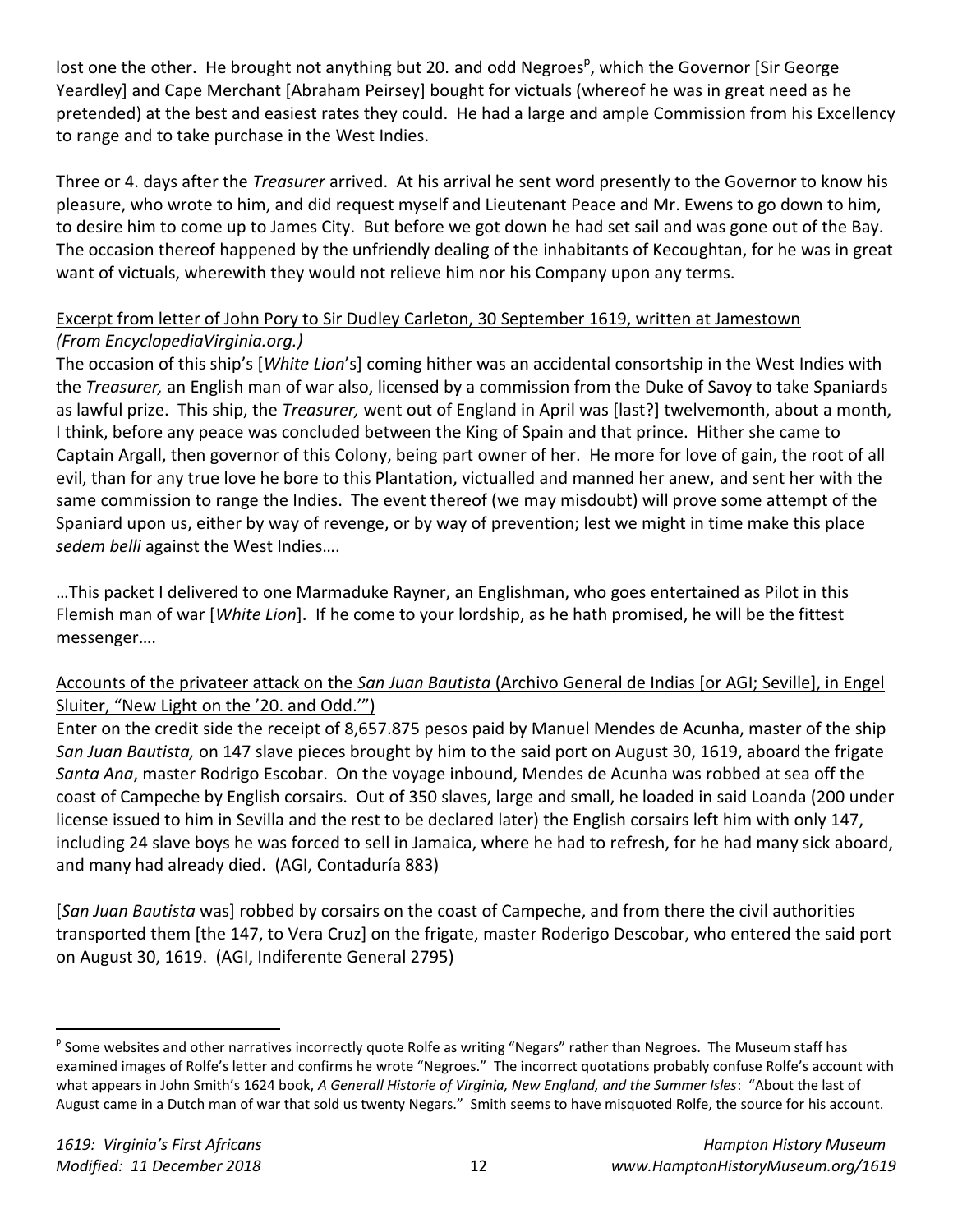lost one the other. He brought not anything but 20. and odd Negroes[p], which the Governor [Sir George Yeardley] and Cape Merchant [Abraham Peirsey] bought for victuals (whereof he was in great need as he pretended) at the best and easiest rates they could. He had a large and ample Commission from his Excellency to range and to take purchase in the West Indies.

Three or 4. days after the *Treasurer* arrived. At his arrival he sent word presently to the Governor to know his pleasure, who wrote to him, and did request myself and Lieutenant Peace and Mr. Ewens to go down to him, to desire him to come up to James City. But before we got down he had set sail and was gone out of the Bay. The occasion thereof happened by the unfriendly dealing of the inhabitants of Kecoughtan, for he was in great want of victuals, wherewith they would not relieve him nor his Company upon any terms.

<u>Excerpt from letter of John Pory to Sir Dudley Carleton, 30 September 1619, written at Jamestown</u>
*(From EncyclopediaVirginia.org.)*
The occasion of this ship's [*White Lion*'s] coming hither was an accidental consortship in the West Indies with the *Treasurer,* an English man of war also, licensed by a commission from the Duke of Savoy to take Spaniards as lawful prize. This ship, the *Treasurer,* went out of England in April was [last?] twelvemonth, about a month, I think, before any peace was concluded between the King of Spain and that prince. Hither she came to Captain Argall, then governor of this Colony, being part owner of her. He more for love of gain, the root of all evil, than for any true love he bore to this Plantation, victualled and manned her anew, and sent her with the same commission to range the Indies. The event thereof (we may misdoubt) will prove some attempt of the Spaniard upon us, either by way of revenge, or by way of prevention; lest we might in time make this place *sedem belli* against the West Indies….

…This packet I delivered to one Marmaduke Rayner, an Englishman, who goes entertained as Pilot in this Flemish man of war [*White Lion*]. If he come to your lordship, as he hath promised, he will be the fittest messenger….

<u>Accounts of the privateer attack on the *San Juan Bautista* (Archivo General de Indias [or AGI; Seville], in Engel Sluiter, "New Light on the '20. and Odd.'")</u>
Enter on the credit side the receipt of 8,657.875 pesos paid by Manuel Mendes de Acunha, master of the ship *San Juan Bautista,* on 147 slave pieces brought by him to the said port on August 30, 1619, aboard the frigate *Santa Ana*, master Rodrigo Escobar. On the voyage inbound, Mendes de Acunha was robbed at sea off the coast of Campeche by English corsairs. Out of 350 slaves, large and small, he loaded in said Loanda (200 under license issued to him in Sevilla and the rest to be declared later) the English corsairs left him with only 147, including 24 slave boys he was forced to sell in Jamaica, where he had to refresh, for he had many sick aboard, and many had already died. (AGI, Contaduría 883)

[*San Juan Bautista* was] robbed by corsairs on the coast of Campeche, and from there the civil authorities transported them [the 147, to Vera Cruz] on the frigate, master Roderigo Descobar, who entered the said port on August 30, 1619. (AGI, Indiferente General 2795)

---

[p] Some websites and other narratives incorrectly quote Rolfe as writing "Negars" rather than Negroes. The Museum staff has examined images of Rolfe's letter and confirms he wrote "Negroes." The incorrect quotations probably confuse Rolfe's account with what appears in John Smith's 1624 book, *A Generall Historie of Virginia, New England, and the Summer Isles*: "About the last of August came in a Dutch man of war that sold us twenty Negars." Smith seems to have misquoted Rolfe, the source for his account.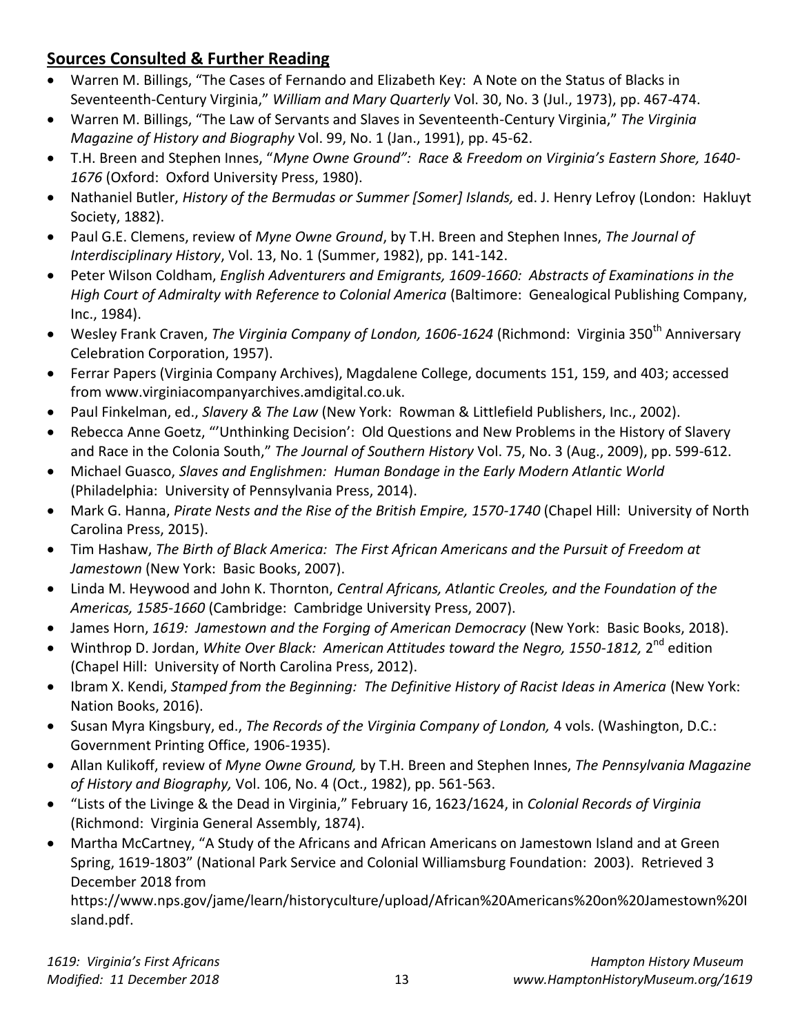## Sources Consulted & Further Reading

- Warren M. Billings, "The Cases of Fernando and Elizabeth Key: A Note on the Status of Blacks in Seventeenth-Century Virginia," *William and Mary Quarterly* Vol. 30, No. 3 (Jul., 1973), pp. 467-474.
- Warren M. Billings, "The Law of Servants and Slaves in Seventeenth-Century Virginia," *The Virginia Magazine of History and Biography* Vol. 99, No. 1 (Jan., 1991), pp. 45-62.
- T.H. Breen and Stephen Innes, "*Myne Owne Ground": Race & Freedom on Virginia's Eastern Shore, 1640-1676* (Oxford: Oxford University Press, 1980).
- Nathaniel Butler, *History of the Bermudas or Summer [Somer] Islands,* ed. J. Henry Lefroy (London: Hakluyt Society, 1882).
- Paul G.E. Clemens, review of *Myne Owne Ground*, by T.H. Breen and Stephen Innes, *The Journal of Interdisciplinary History*, Vol. 13, No. 1 (Summer, 1982), pp. 141-142.
- Peter Wilson Coldham, *English Adventurers and Emigrants, 1609-1660: Abstracts of Examinations in the High Court of Admiralty with Reference to Colonial America* (Baltimore: Genealogical Publishing Company, Inc., 1984).
- Wesley Frank Craven, *The Virginia Company of London, 1606-1624* (Richmond: Virginia 350th Anniversary Celebration Corporation, 1957).
- Ferrar Papers (Virginia Company Archives), Magdalene College, documents 151, 159, and 403; accessed from www.virginiacompanyarchives.amdigital.co.uk.
- Paul Finkelman, ed., *Slavery & The Law* (New York: Rowman & Littlefield Publishers, Inc., 2002).
- Rebecca Anne Goetz, "'Unthinking Decision': Old Questions and New Problems in the History of Slavery and Race in the Colonia South," *The Journal of Southern History* Vol. 75, No. 3 (Aug., 2009), pp. 599-612.
- Michael Guasco, *Slaves and Englishmen: Human Bondage in the Early Modern Atlantic World* (Philadelphia: University of Pennsylvania Press, 2014).
- Mark G. Hanna, *Pirate Nests and the Rise of the British Empire, 1570-1740* (Chapel Hill: University of North Carolina Press, 2015).
- Tim Hashaw, *The Birth of Black America: The First African Americans and the Pursuit of Freedom at Jamestown* (New York: Basic Books, 2007).
- Linda M. Heywood and John K. Thornton, *Central Africans, Atlantic Creoles, and the Foundation of the Americas, 1585-1660* (Cambridge: Cambridge University Press, 2007).
- James Horn, *1619: Jamestown and the Forging of American Democracy* (New York: Basic Books, 2018).
- Winthrop D. Jordan, *White Over Black: American Attitudes toward the Negro, 1550-1812,* 2nd edition (Chapel Hill: University of North Carolina Press, 2012).
- Ibram X. Kendi, *Stamped from the Beginning: The Definitive History of Racist Ideas in America* (New York: Nation Books, 2016).
- Susan Myra Kingsbury, ed., *The Records of the Virginia Company of London,* 4 vols. (Washington, D.C.: Government Printing Office, 1906-1935).
- Allan Kulikoff, review of *Myne Owne Ground,* by T.H. Breen and Stephen Innes, *The Pennsylvania Magazine of History and Biography,* Vol. 106, No. 4 (Oct., 1982), pp. 561-563.
- "Lists of the Livinge & the Dead in Virginia," February 16, 1623/1624, in *Colonial Records of Virginia* (Richmond: Virginia General Assembly, 1874).
- Martha McCartney, "A Study of the Africans and African Americans on Jamestown Island and at Green Spring, 1619-1803" (National Park Service and Colonial Williamsburg Foundation: 2003). Retrieved 3 December 2018 from https://www.nps.gov/jame/learn/historyculture/upload/African%20Americans%20on%20Jamestown%20Island.pdf.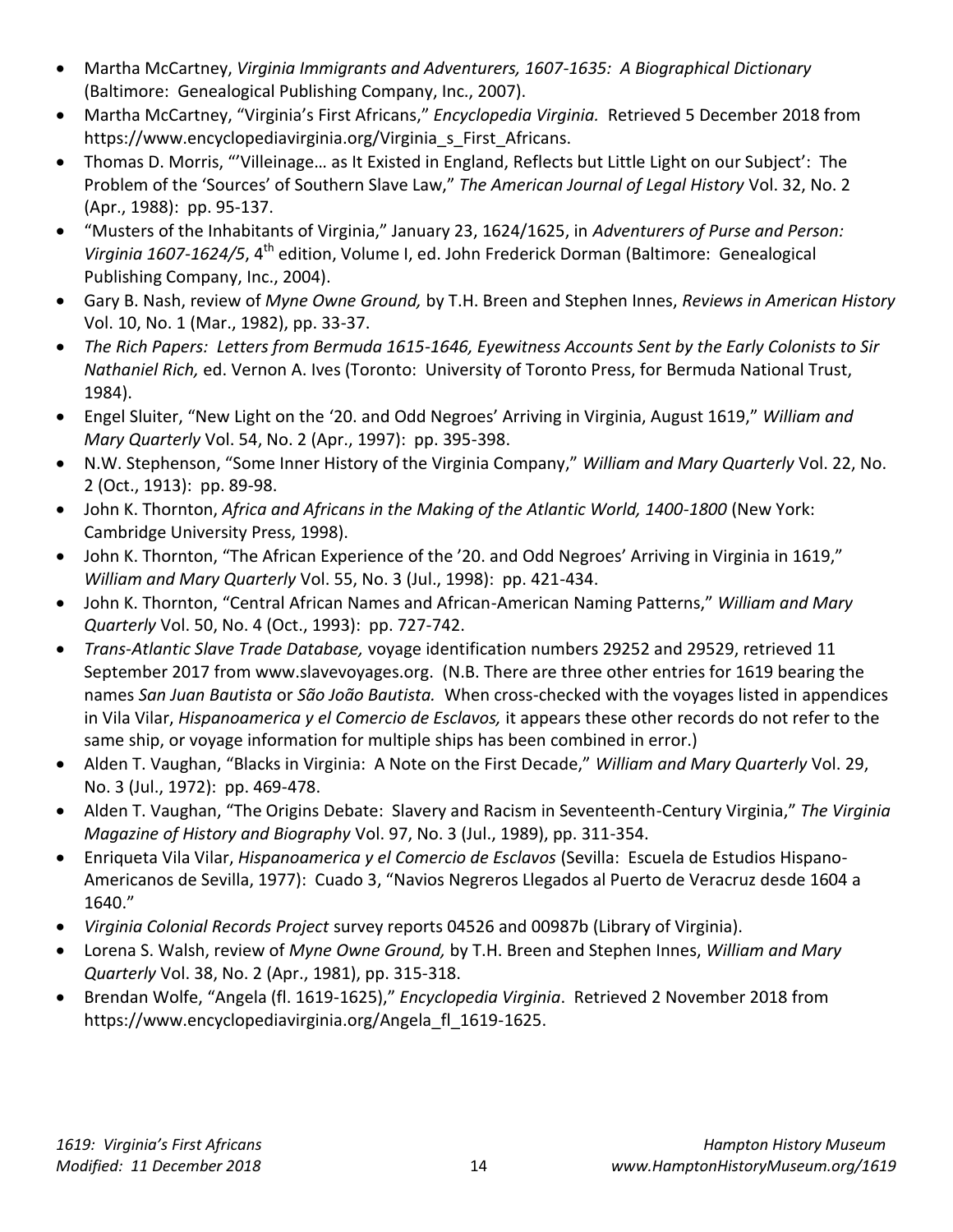- Martha McCartney, *Virginia Immigrants and Adventurers, 1607-1635: A Biographical Dictionary* (Baltimore: Genealogical Publishing Company, Inc., 2007).
- Martha McCartney, "Virginia's First Africans," *Encyclopedia Virginia.* Retrieved 5 December 2018 from https://www.encyclopediavirginia.org/Virginia_s_First_Africans.
- Thomas D. Morris, "'Villeinage… as It Existed in England, Reflects but Little Light on our Subject': The Problem of the 'Sources' of Southern Slave Law," *The American Journal of Legal History* Vol. 32, No. 2 (Apr., 1988): pp. 95-137.
- "Musters of the Inhabitants of Virginia," January 23, 1624/1625, in *Adventurers of Purse and Person: Virginia 1607-1624/5*, 4th edition, Volume I, ed. John Frederick Dorman (Baltimore: Genealogical Publishing Company, Inc., 2004).
- Gary B. Nash, review of *Myne Owne Ground,* by T.H. Breen and Stephen Innes, *Reviews in American History* Vol. 10, No. 1 (Mar., 1982), pp. 33-37.
- *The Rich Papers: Letters from Bermuda 1615-1646, Eyewitness Accounts Sent by the Early Colonists to Sir Nathaniel Rich,* ed. Vernon A. Ives (Toronto: University of Toronto Press, for Bermuda National Trust, 1984).
- Engel Sluiter, "New Light on the '20. and Odd Negroes' Arriving in Virginia, August 1619," *William and Mary Quarterly* Vol. 54, No. 2 (Apr., 1997): pp. 395-398.
- N.W. Stephenson, "Some Inner History of the Virginia Company," *William and Mary Quarterly* Vol. 22, No. 2 (Oct., 1913): pp. 89-98.
- John K. Thornton, *Africa and Africans in the Making of the Atlantic World, 1400-1800* (New York: Cambridge University Press, 1998).
- John K. Thornton, "The African Experience of the '20. and Odd Negroes' Arriving in Virginia in 1619," *William and Mary Quarterly* Vol. 55, No. 3 (Jul., 1998): pp. 421-434.
- John K. Thornton, "Central African Names and African-American Naming Patterns," *William and Mary Quarterly* Vol. 50, No. 4 (Oct., 1993): pp. 727-742.
- *Trans-Atlantic Slave Trade Database,* voyage identification numbers 29252 and 29529, retrieved 11 September 2017 from www.slavevoyages.org. (N.B. There are three other entries for 1619 bearing the names *San Juan Bautista* or *São João Bautista.* When cross-checked with the voyages listed in appendices in Vila Vilar, *Hispanoamerica y el Comercio de Esclavos,* it appears these other records do not refer to the same ship, or voyage information for multiple ships has been combined in error.)
- Alden T. Vaughan, "Blacks in Virginia: A Note on the First Decade," *William and Mary Quarterly* Vol. 29, No. 3 (Jul., 1972): pp. 469-478.
- Alden T. Vaughan, "The Origins Debate: Slavery and Racism in Seventeenth-Century Virginia," *The Virginia Magazine of History and Biography* Vol. 97, No. 3 (Jul., 1989), pp. 311-354.
- Enriqueta Vila Vilar, *Hispanoamerica y el Comercio de Esclavos* (Sevilla: Escuela de Estudios Hispano-Americanos de Sevilla, 1977): Cuado 3, "Navios Negreros Llegados al Puerto de Veracruz desde 1604 a 1640."
- *Virginia Colonial Records Project* survey reports 04526 and 00987b (Library of Virginia).
- Lorena S. Walsh, review of *Myne Owne Ground,* by T.H. Breen and Stephen Innes, *William and Mary Quarterly* Vol. 38, No. 2 (Apr., 1981), pp. 315-318.
- Brendan Wolfe, "Angela (fl. 1619-1625)," *Encyclopedia Virginia*. Retrieved 2 November 2018 from https://www.encyclopediavirginia.org/Angela_fl_1619-1625.